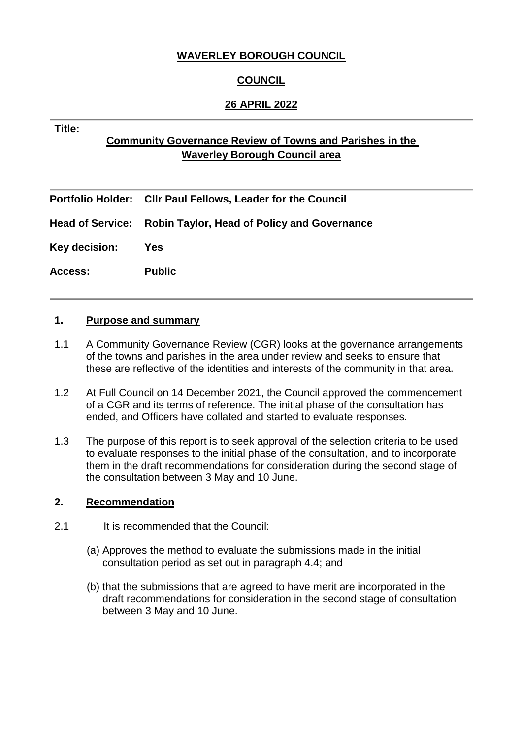**WAVERLEY BOROUGH COUNCIL**

**COUNCIL**

**26 APRIL 2022**

**Title:**

**Community Governance Review of Towns and Parishes in the Waverley Borough Council area**

**Portfolio Holder:** **Cllr Paul Fellows, Leader for the Council**

**Head of Service:** **Robin Taylor, Head of Policy and Governance**

**Key decision:** **Yes**

**Access:** **Public**

## 1. Purpose and summary

1.1 A Community Governance Review (CGR) looks at the governance arrangements of the towns and parishes in the area under review and seeks to ensure that these are reflective of the identities and interests of the community in that area.

1.2 At Full Council on 14 December 2021, the Council approved the commencement of a CGR and its terms of reference. The initial phase of the consultation has ended, and Officers have collated and started to evaluate responses.

1.3 The purpose of this report is to seek approval of the selection criteria to be used to evaluate responses to the initial phase of the consultation, and to incorporate them in the draft recommendations for consideration during the second stage of the consultation between 3 May and 10 June.

## 2. Recommendation

2.1 It is recommended that the Council:

(a) Approves the method to evaluate the submissions made in the initial consultation period as set out in paragraph 4.4; and

(b) that the submissions that are agreed to have merit are incorporated in the draft recommendations for consideration in the second stage of consultation between 3 May and 10 June.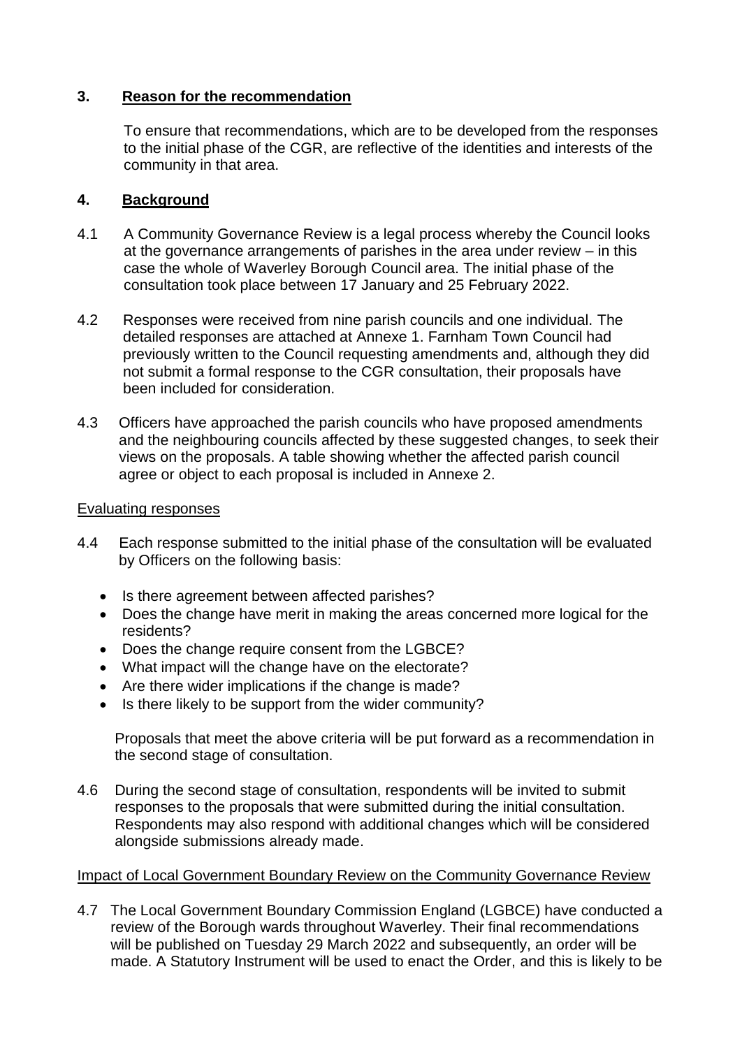## 3. Reason for the recommendation

To ensure that recommendations, which are to be developed from the responses to the initial phase of the CGR, are reflective of the identities and interests of the community in that area.

## 4. Background

4.1 A Community Governance Review is a legal process whereby the Council looks at the governance arrangements of parishes in the area under review – in this case the whole of Waverley Borough Council area. The initial phase of the consultation took place between 17 January and 25 February 2022.

4.2 Responses were received from nine parish councils and one individual. The detailed responses are attached at Annexe 1. Farnham Town Council had previously written to the Council requesting amendments and, although they did not submit a formal response to the CGR consultation, their proposals have been included for consideration.

4.3 Officers have approached the parish councils who have proposed amendments and the neighbouring councils affected by these suggested changes, to seek their views on the proposals. A table showing whether the affected parish council agree or object to each proposal is included in Annexe 2.

### Evaluating responses

4.4 Each response submitted to the initial phase of the consultation will be evaluated by Officers on the following basis:

- Is there agreement between affected parishes?
- Does the change have merit in making the areas concerned more logical for the residents?
- Does the change require consent from the LGBCE?
- What impact will the change have on the electorate?
- Are there wider implications if the change is made?
- Is there likely to be support from the wider community?

Proposals that meet the above criteria will be put forward as a recommendation in the second stage of consultation.

4.6 During the second stage of consultation, respondents will be invited to submit responses to the proposals that were submitted during the initial consultation. Respondents may also respond with additional changes which will be considered alongside submissions already made.

### Impact of Local Government Boundary Review on the Community Governance Review

4.7 The Local Government Boundary Commission England (LGBCE) have conducted a review of the Borough wards throughout Waverley. Their final recommendations will be published on Tuesday 29 March 2022 and subsequently, an order will be made. A Statutory Instrument will be used to enact the Order, and this is likely to be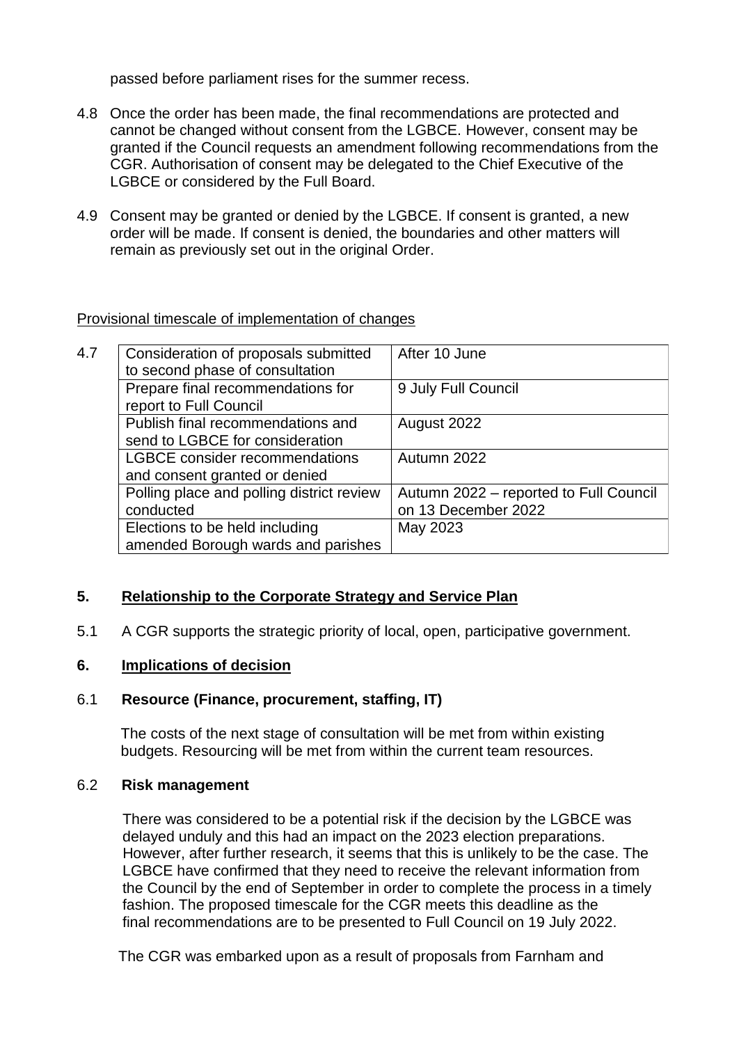passed before parliament rises for the summer recess.

4.8 Once the order has been made, the final recommendations are protected and cannot be changed without consent from the LGBCE. However, consent may be granted if the Council requests an amendment following recommendations from the CGR. Authorisation of consent may be delegated to the Chief Executive of the LGBCE or considered by the Full Board.

4.9 Consent may be granted or denied by the LGBCE. If consent is granted, a new order will be made. If consent is denied, the boundaries and other matters will remain as previously set out in the original Order.

Provisional timescale of implementation of changes

4.7

| Consideration of proposals submitted to second phase of consultation | After 10 June |
|---|---|
| Prepare final recommendations for report to Full Council | 9 July Full Council |
| Publish final recommendations and send to LGBCE for consideration | August 2022 |
| LGBCE consider recommendations and consent granted or denied | Autumn 2022 |
| Polling place and polling district review conducted | Autumn 2022 – reported to Full Council on 13 December 2022 |
| Elections to be held including amended Borough wards and parishes | May 2023 |

## 5. Relationship to the Corporate Strategy and Service Plan

5.1 A CGR supports the strategic priority of local, open, participative government.

## 6. Implications of decision

### 6.1 Resource (Finance, procurement, staffing, IT)

The costs of the next stage of consultation will be met from within existing budgets. Resourcing will be met from within the current team resources.

### 6.2 Risk management

There was considered to be a potential risk if the decision by the LGBCE was delayed unduly and this had an impact on the 2023 election preparations. However, after further research, it seems that this is unlikely to be the case. The LGBCE have confirmed that they need to receive the relevant information from the Council by the end of September in order to complete the process in a timely fashion. The proposed timescale for the CGR meets this deadline as the final recommendations are to be presented to Full Council on 19 July 2022.

The CGR was embarked upon as a result of proposals from Farnham and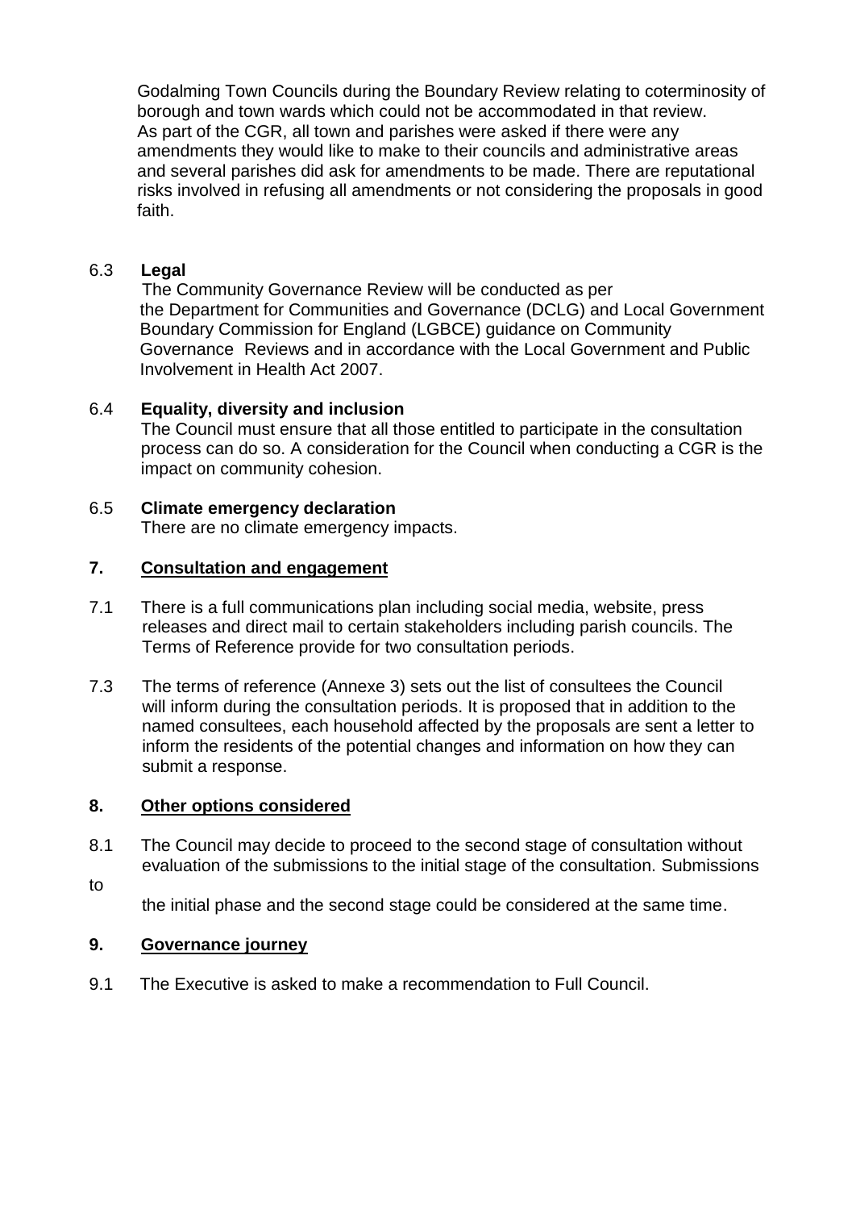Godalming Town Councils during the Boundary Review relating to coterminosity of borough and town wards which could not be accommodated in that review. As part of the CGR, all town and parishes were asked if there were any amendments they would like to make to their councils and administrative areas and several parishes did ask for amendments to be made. There are reputational risks involved in refusing all amendments or not considering the proposals in good faith.

6.3 **Legal**

The Community Governance Review will be conducted as per the Department for Communities and Governance (DCLG) and Local Government Boundary Commission for England (LGBCE) guidance on Community Governance Reviews and in accordance with the Local Government and Public Involvement in Health Act 2007.

6.4 **Equality, diversity and inclusion**

The Council must ensure that all those entitled to participate in the consultation process can do so. A consideration for the Council when conducting a CGR is the impact on community cohesion.

6.5 **Climate emergency declaration**

There are no climate emergency impacts.

## 7. Consultation and engagement

7.1 There is a full communications plan including social media, website, press releases and direct mail to certain stakeholders including parish councils. The Terms of Reference provide for two consultation periods.

7.3 The terms of reference (Annexe 3) sets out the list of consultees the Council will inform during the consultation periods. It is proposed that in addition to the named consultees, each household affected by the proposals are sent a letter to inform the residents of the potential changes and information on how they can submit a response.

## 8. Other options considered

8.1 The Council may decide to proceed to the second stage of consultation without evaluation of the submissions to the initial stage of the consultation. Submissions to the initial phase and the second stage could be considered at the same time.

## 9. Governance journey

9.1 The Executive is asked to make a recommendation to Full Council.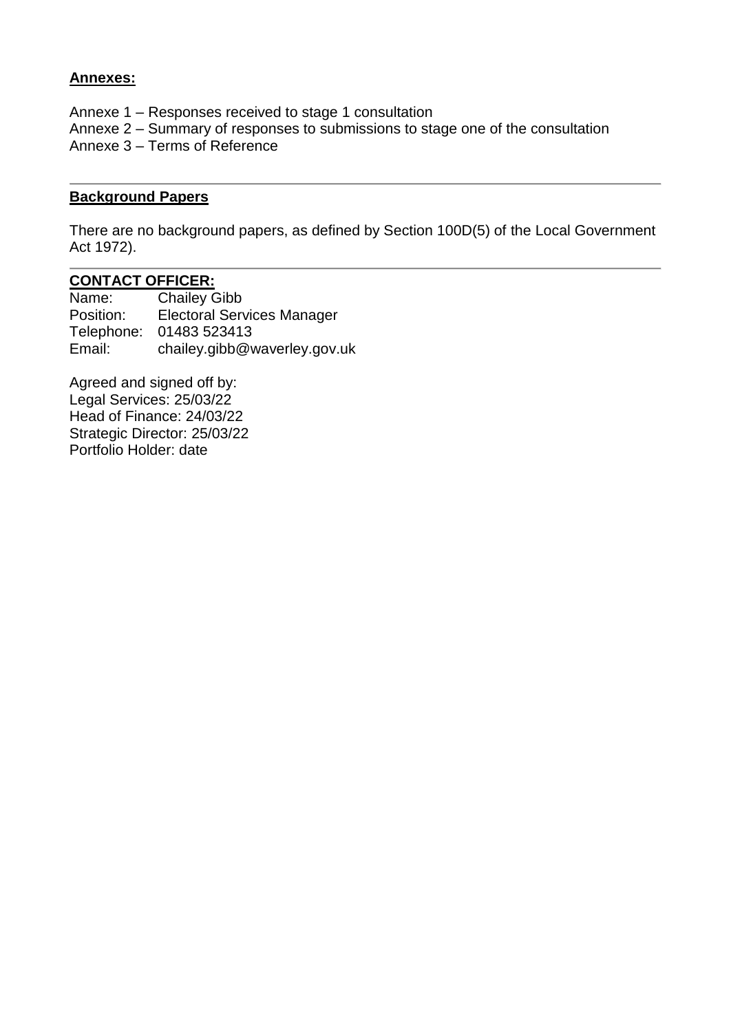**Annexes:**

Annexe 1 – Responses received to stage 1 consultation
Annexe 2 – Summary of responses to submissions to stage one of the consultation
Annexe 3 – Terms of Reference

---

**Background Papers**

There are no background papers, as defined by Section 100D(5) of the Local Government Act 1972).

---

**CONTACT OFFICER:**

Name: Chailey Gibb
Position: Electoral Services Manager
Telephone: 01483 523413
Email: chailey.gibb@waverley.gov.uk

Agreed and signed off by:
Legal Services: 25/03/22
Head of Finance: 24/03/22
Strategic Director: 25/03/22
Portfolio Holder: date